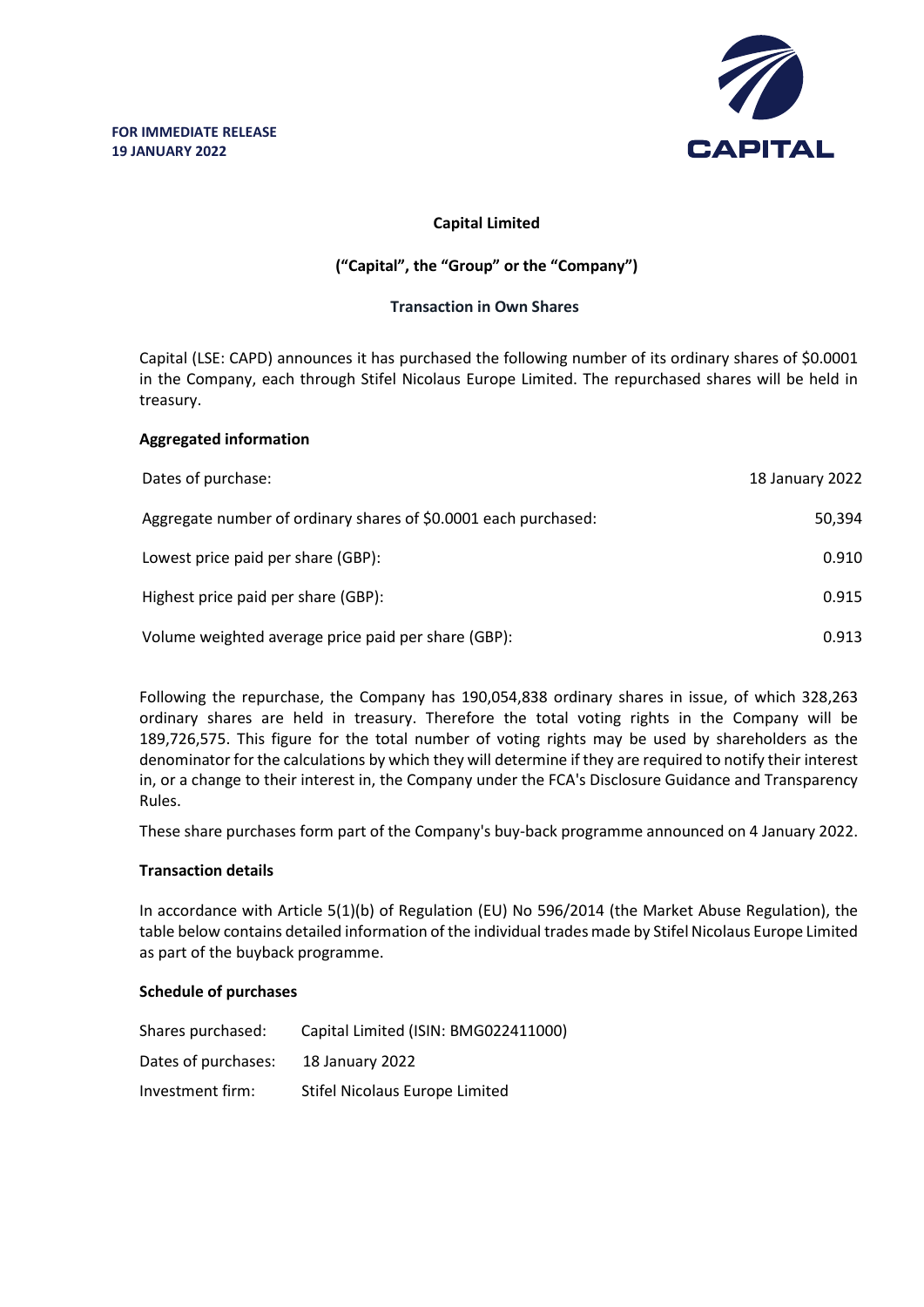**FOR IMMEDIATE RELEASE**
**19 JANUARY 2022**

CAPITAL

**Capital Limited**

**("Capital", the "Group" or the "Company")**

**Transaction in Own Shares**

Capital (LSE: CAPD) announces it has purchased the following number of its ordinary shares of $0.0001 in the Company, each through Stifel Nicolaus Europe Limited. The repurchased shares will be held in treasury.

**Aggregated information**

| | |
|---|---|
| Dates of purchase: | 18 January 2022 |
| Aggregate number of ordinary shares of $0.0001 each purchased: | 50,394 |
| Lowest price paid per share (GBP): | 0.910 |
| Highest price paid per share (GBP): | 0.915 |
| Volume weighted average price paid per share (GBP): | 0.913 |

Following the repurchase, the Company has 190,054,838 ordinary shares in issue, of which 328,263 ordinary shares are held in treasury. Therefore the total voting rights in the Company will be 189,726,575. This figure for the total number of voting rights may be used by shareholders as the denominator for the calculations by which they will determine if they are required to notify their interest in, or a change to their interest in, the Company under the FCA's Disclosure Guidance and Transparency Rules.

These share purchases form part of the Company's buy-back programme announced on 4 January 2022.

**Transaction details**

In accordance with Article 5(1)(b) of Regulation (EU) No 596/2014 (the Market Abuse Regulation), the table below contains detailed information of the individual trades made by Stifel Nicolaus Europe Limited as part of the buyback programme.

**Schedule of purchases**

| | |
|---|---|
| Shares purchased: | Capital Limited (ISIN: BMG022411000) |
| Dates of purchases: | 18 January 2022 |
| Investment firm: | Stifel Nicolaus Europe Limited |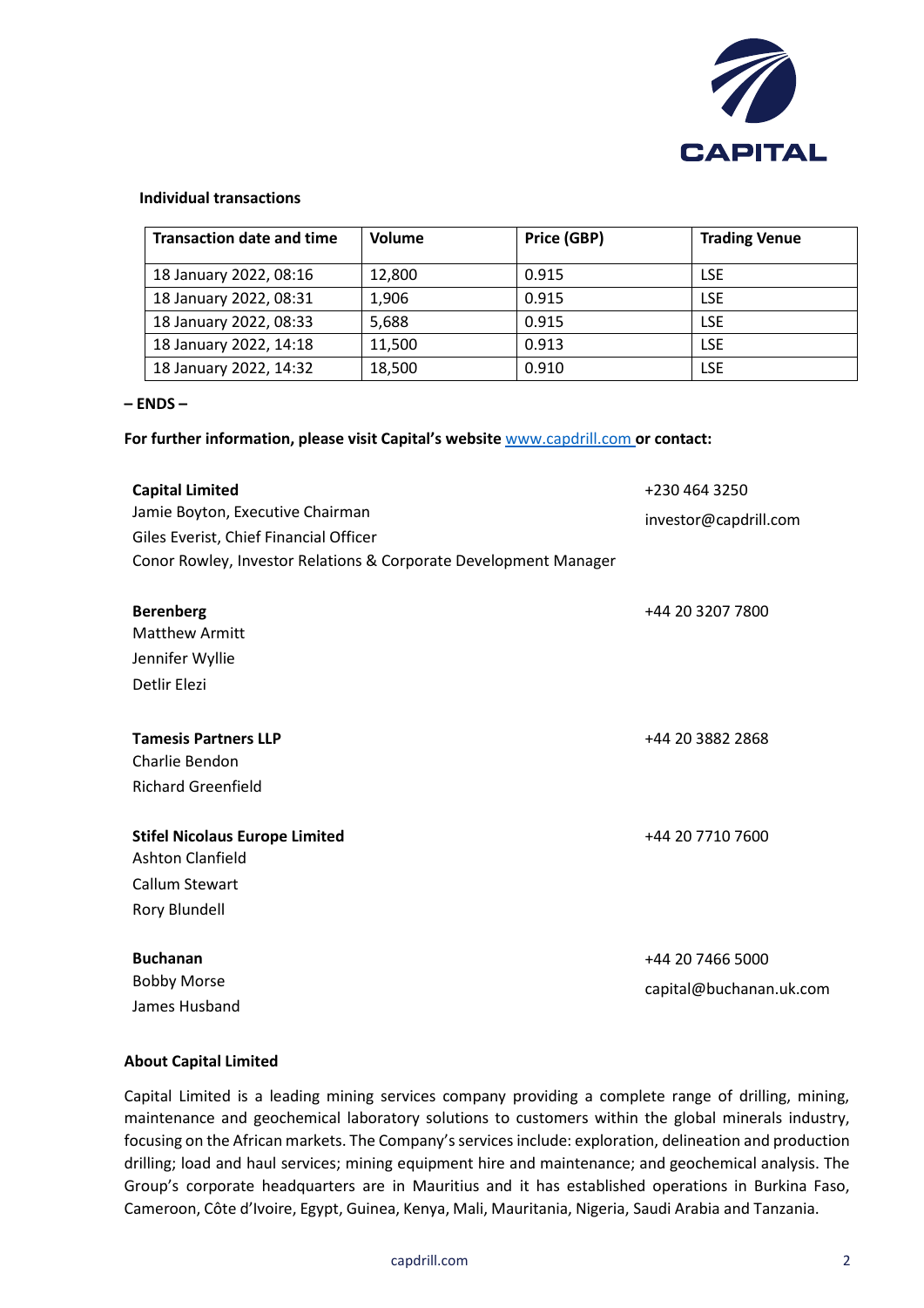**Individual transactions**

| Transaction date and time | Volume | Price (GBP) | Trading Venue |
|---|---|---|---|
| 18 January 2022, 08:16 | 12,800 | 0.915 | LSE |
| 18 January 2022, 08:31 | 1,906 | 0.915 | LSE |
| 18 January 2022, 08:33 | 5,688 | 0.915 | LSE |
| 18 January 2022, 14:18 | 11,500 | 0.913 | LSE |
| 18 January 2022, 14:32 | 18,500 | 0.910 | LSE |

**– ENDS –**

**For further information, please visit Capital's website [www.capdrill.com](http://www.capdrill.com) or contact:**

**Capital Limited**
Jamie Boyton, Executive Chairman
Giles Everist, Chief Financial Officer
Conor Rowley, Investor Relations & Corporate Development Manager

+230 464 3250
investor@capdrill.com

**Berenberg**
Matthew Armitt
Jennifer Wyllie
Detlir Elezi

+44 20 3207 7800

**Tamesis Partners LLP**
Charlie Bendon
Richard Greenfield

+44 20 3882 2868

**Stifel Nicolaus Europe Limited**
Ashton Clanfield
Callum Stewart
Rory Blundell

+44 20 7710 7600

**Buchanan**
Bobby Morse
James Husband

+44 20 7466 5000
capital@buchanan.uk.com

**About Capital Limited**

Capital Limited is a leading mining services company providing a complete range of drilling, mining, maintenance and geochemical laboratory solutions to customers within the global minerals industry, focusing on the African markets. The Company's services include: exploration, delineation and production drilling; load and haul services; mining equipment hire and maintenance; and geochemical analysis. The Group's corporate headquarters are in Mauritius and it has established operations in Burkina Faso, Cameroon, Côte d'Ivoire, Egypt, Guinea, Kenya, Mali, Mauritania, Nigeria, Saudi Arabia and Tanzania.